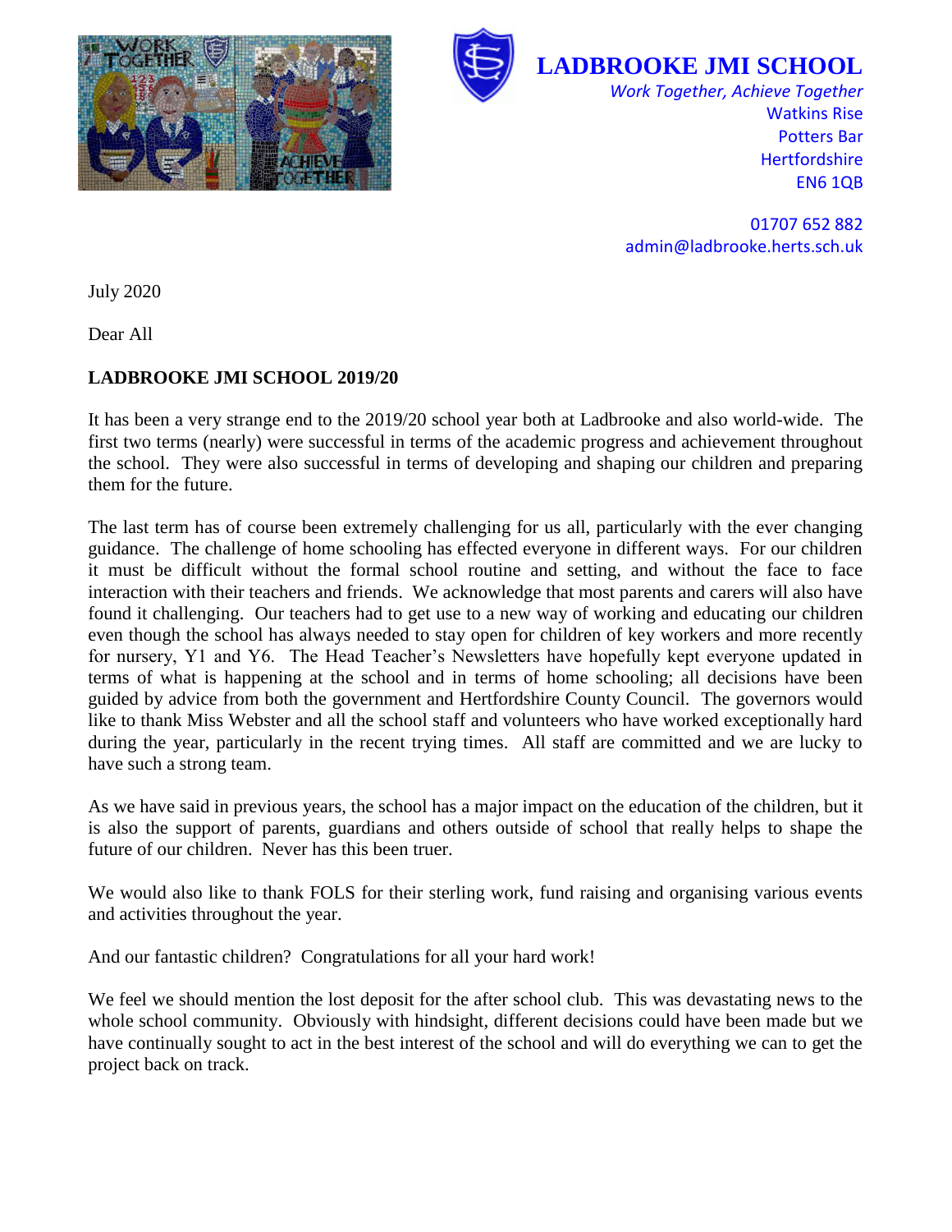**LADBROOKE JMI SCHOOL**

*Work Together, Achieve Together*

Watkins Rise
Potters Bar
Hertfordshire
EN6 1QB

01707 652 882
admin@ladbrooke.herts.sch.uk

July 2020

Dear All

**LADBROOKE JMI SCHOOL 2019/20**

It has been a very strange end to the 2019/20 school year both at Ladbrooke and also world-wide. The first two terms (nearly) were successful in terms of the academic progress and achievement throughout the school. They were also successful in terms of developing and shaping our children and preparing them for the future.

The last term has of course been extremely challenging for us all, particularly with the ever changing guidance. The challenge of home schooling has effected everyone in different ways. For our children it must be difficult without the formal school routine and setting, and without the face to face interaction with their teachers and friends. We acknowledge that most parents and carers will also have found it challenging. Our teachers had to get use to a new way of working and educating our children even though the school has always needed to stay open for children of key workers and more recently for nursery, Y1 and Y6. The Head Teacher's Newsletters have hopefully kept everyone updated in terms of what is happening at the school and in terms of home schooling; all decisions have been guided by advice from both the government and Hertfordshire County Council. The governors would like to thank Miss Webster and all the school staff and volunteers who have worked exceptionally hard during the year, particularly in the recent trying times. All staff are committed and we are lucky to have such a strong team.

As we have said in previous years, the school has a major impact on the education of the children, but it is also the support of parents, guardians and others outside of school that really helps to shape the future of our children. Never has this been truer.

We would also like to thank FOLS for their sterling work, fund raising and organising various events and activities throughout the year.

And our fantastic children? Congratulations for all your hard work!

We feel we should mention the lost deposit for the after school club. This was devastating news to the whole school community. Obviously with hindsight, different decisions could have been made but we have continually sought to act in the best interest of the school and will do everything we can to get the project back on track.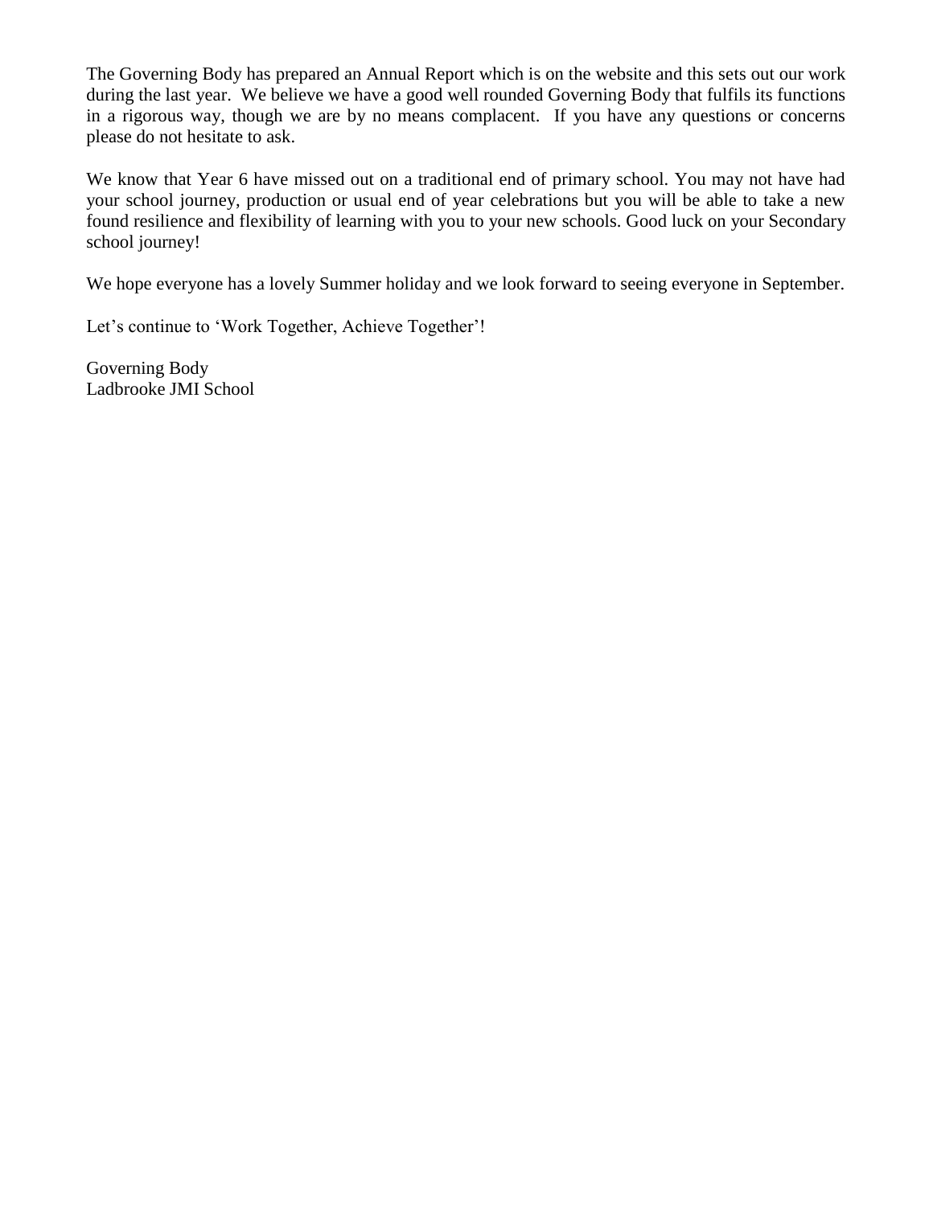The Governing Body has prepared an Annual Report which is on the website and this sets out our work during the last year. We believe we have a good well rounded Governing Body that fulfils its functions in a rigorous way, though we are by no means complacent. If you have any questions or concerns please do not hesitate to ask.

We know that Year 6 have missed out on a traditional end of primary school. You may not have had your school journey, production or usual end of year celebrations but you will be able to take a new found resilience and flexibility of learning with you to your new schools. Good luck on your Secondary school journey!

We hope everyone has a lovely Summer holiday and we look forward to seeing everyone in September.

Let's continue to 'Work Together, Achieve Together'!

Governing Body
Ladbrooke JMI School